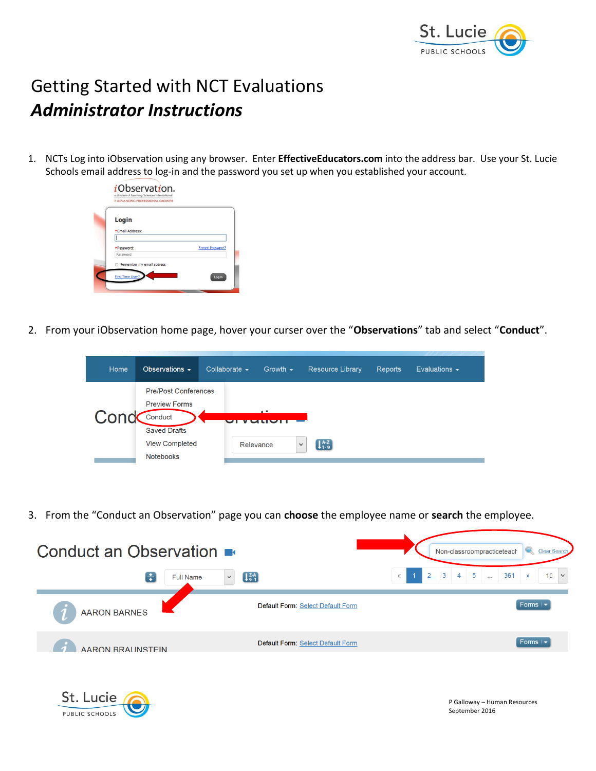# Getting Started with NCT Evaluations

## *Administrator Instructions*

1. NCTs Log into iObservation using any browser. Enter **EffectiveEducators.com** into the address bar. Use your St. Lucie Schools email address to log-in and the password you set up when you established your account.

2. From your iObservation home page, hover your curser over the "**Observations**" tab and select "**Conduct**".

3. From the "Conduct an Observation" page you can **choose** the employee name or **search** the employee.

P Galloway – Human Resources
September 2016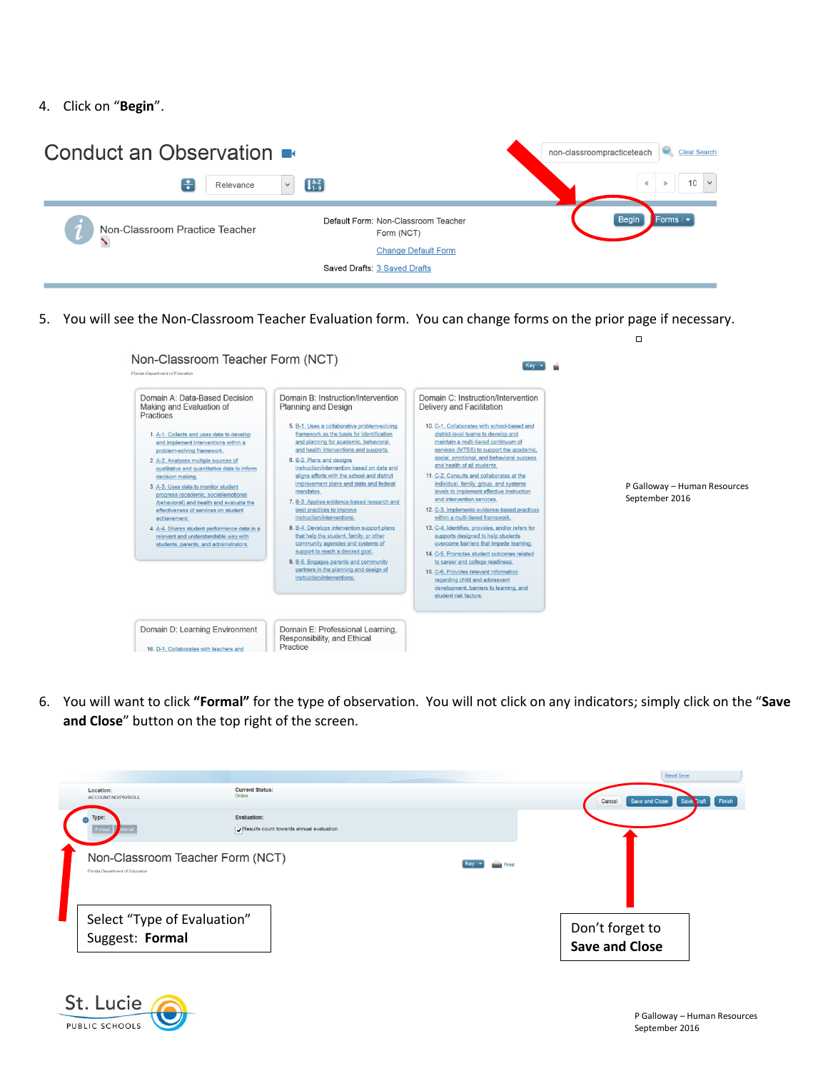4. Click on "**Begin**".

Conduct an Observation

non-classroompracticeteach — Clear Search

Relevance

Non-Classroom Practice Teacher

Default Form: Non-Classroom Teacher Form (NCT)

Change Default Form

Saved Drafts: 3 Saved Drafts

Begin — Forms

5. You will see the Non-Classroom Teacher Evaluation form. You can change forms on the prior page if necessary.

Non-Classroom Teacher Form (NCT)

Florida Department of Education

**Domain A: Data-Based Decision Making and Evaluation of Practices**

1. A-1. Collects and uses data to develop and implement interventions within a problem-solving framework.
2. A-2. Analyzes multiple sources of qualitative and quantitative data to inform decision making.
3. A-3. Uses data to monitor student progress (academic, social/emotional /behavioral) and health and evaluate the effectiveness of services on student achievement.
4. A-4. Shares student performance data in a relevant and understandable way with students, parents, and administrators.

**Domain B: Instruction/Intervention Planning and Design**

5. B-1. Uses a collaborative problem-solving framework as the basis for identification and planning for academic, behavioral, and health interventions and supports.
6. B-2. Plans and designs instruction/intervention based on data and aligns efforts with the school and district improvement plans and state and federal mandates.
7. B-3. Applies evidence-based research and best practices to improve instruction/interventions.
8. B-4. Develops intervention support plans that help the student, family, or other community agencies and systems of support to reach a desired goal.
9. B-5. Engages parents and community partners in the planning and design of instruction/interventions.

**Domain C: Instruction/Intervention Delivery and Facilitation**

10. C-1. Collaborates with school-based and district-level teams to develop and maintain a multi-tiered continuum of services (MTSS) to support the academic, social, emotional, and behavioral success and health of all students.
11. C-2. Consults and collaborates at the individual, family, group, and systems levels to implement effective instruction and intervention services.
12. C-3. Implements evidence-based practices within a multi-tiered framework.
13. C-4. Identifies, provides, and/or refers for supports designed to help students overcome barriers that impede learning.
14. C-5. Promotes student outcomes related to career and college readiness.
15. C-6. Provides relevant information regarding child and adolescent development, barriers to learning, and student risk factors.

**Domain D: Learning Environment**

16. D-1. Collaborates with teachers and

**Domain E: Professional Learning, Responsibility, and Ethical Practice**

6. You will want to click **"Formal"** for the type of observation. You will not click on any indicators; simply click on the "**Save and Close**" button on the top right of the screen.

Location: ACCOUNTING/PAYROLL — Current Status: Online

Type: Formal | Informal — Evaluation: Results count towards annual evaluation

Cancel | Save and Close | Save Draft | Finish

Non-Classroom Teacher Form (NCT)

Select "Type of Evaluation"
Suggest: **Formal**

Don't forget to
**Save and Close**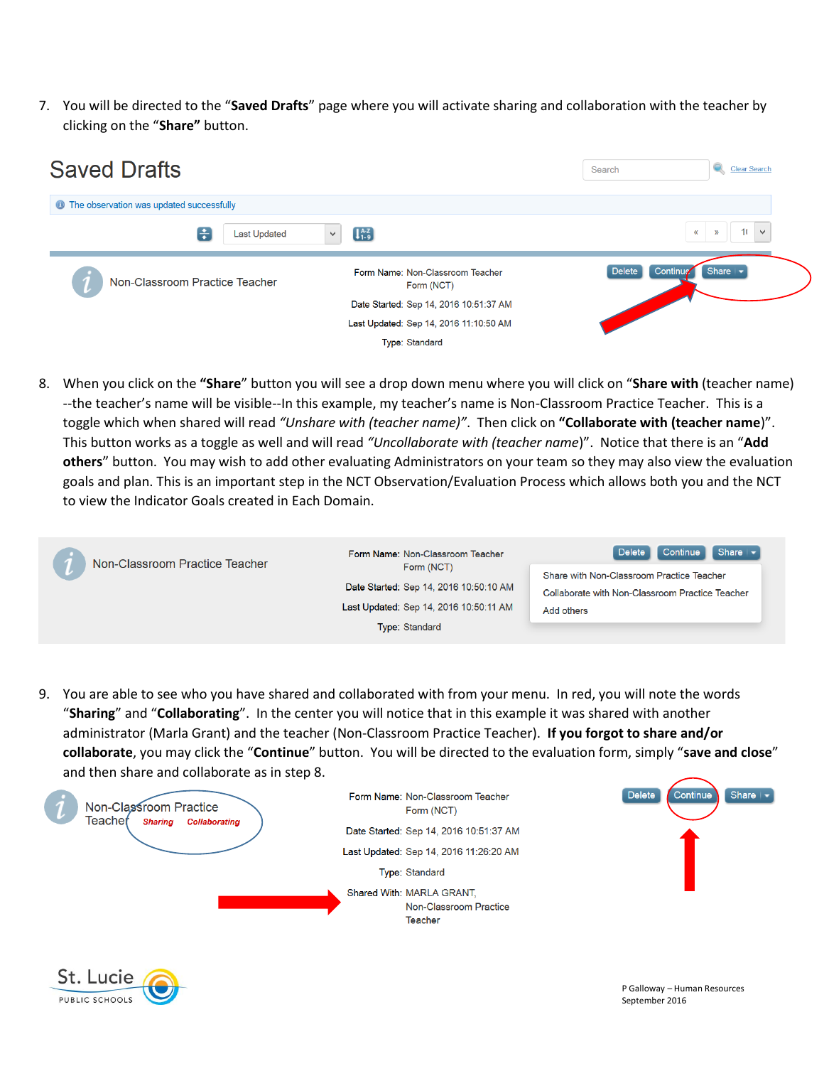7. You will be directed to the "**Saved Drafts**" page where you will activate sharing and collaboration with the teacher by clicking on the "**Share"** button.

8. When you click on the **"Share**" button you will see a drop down menu where you will click on "**Share with** (teacher name) --the teacher's name will be visible--In this example, my teacher's name is Non-Classroom Practice Teacher. This is a toggle which when shared will read *"Unshare with (teacher name)"*. Then click on **"Collaborate with (teacher name**)". This button works as a toggle as well and will read *"Uncollaborate with (teacher name*)". Notice that there is an "**Add others**" button. You may wish to add other evaluating Administrators on your team so they may also view the evaluation goals and plan. This is an important step in the NCT Observation/Evaluation Process which allows both you and the NCT to view the Indicator Goals created in Each Domain.

9. You are able to see who you have shared and collaborated with from your menu. In red, you will note the words "**Sharing**" and "**Collaborating**". In the center you will notice that in this example it was shared with another administrator (Marla Grant) and the teacher (Non-Classroom Practice Teacher). **If you forgot to share and/or collaborate**, you may click the "**Continue**" button. You will be directed to the evaluation form, simply "**save and close**" and then share and collaborate as in step 8.

P Galloway – Human Resources
September 2016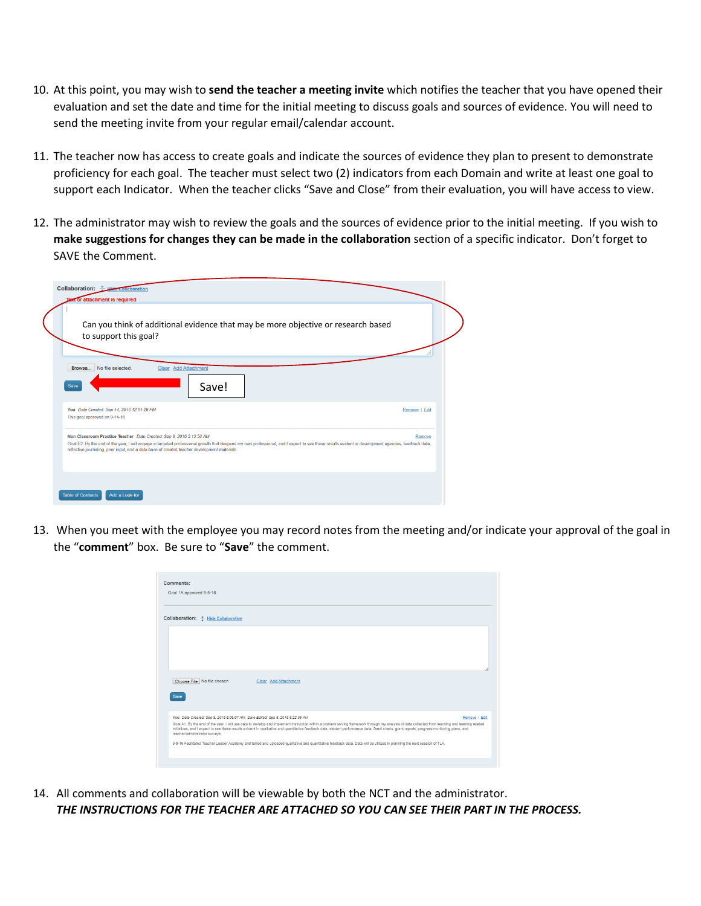10. At this point, you may wish to **send the teacher a meeting invite** which notifies the teacher that you have opened their evaluation and set the date and time for the initial meeting to discuss goals and sources of evidence. You will need to send the meeting invite from your regular email/calendar account.

11. The teacher now has access to create goals and indicate the sources of evidence they plan to present to demonstrate proficiency for each goal. The teacher must select two (2) indicators from each Domain and write at least one goal to support each Indicator. When the teacher clicks "Save and Close" from their evaluation, you will have access to view.

12. The administrator may wish to review the goals and the sources of evidence prior to the initial meeting. If you wish to **make suggestions for changes they can be made in the collaboration** section of a specific indicator. Don't forget to SAVE the Comment.

Collaboration: Hide Collaboration

Text or attachment is required

Can you think of additional evidence that may be more objective or research based to support this goal?

Browse... No file selected. Clear Add Attachment

Save

Save!

You Date Created: Sep 14, 2016 12:01:28 PM Remove | Edit

This goal approved on 9-14-16

Non-Classroom Practice Teacher Date Created: Sep 8, 2016 5:12:50 AM Remove

Goal E2: By the end of the year, I will engage in targeted professional growth that deepens my own professional, and I expect to see these results evident in development agendas, feedback data, reflective journaling, peer input, and a data base of created teacher development materials.

Table of Contents Add a Look-for

13. When you meet with the employee you may record notes from the meeting and/or indicate your approval of the goal in the "**comment**" box. Be sure to "**Save**" the comment.

Comments:

Goal 1A approved 9-8-16

Collaboration: Hide Collaboration

Choose File No file chosen Clear Add Attachment

Save

You Date Created: Sep 8, 2016 8:06:07 AM Date Edited: Sep 8, 2016 8:22:36 AM Remove | Edit

Goal A1: By the end of the year, I will use data to develop and implement instruction within a problem solving framework through my analysis of data collected from teaching and learning related initiatives, and I expect to see these results evident in qualitative and quantitative feedback data, student performance data, Gantt charts, grant reports, progress-monitoring plans, and teacher/administrator surveys.

9-8-16 Facilitated "Teacher Leader Academy and tallied and uploaded qualitative and quantitative feedback data. Data will be utilized in planning the next session of TLA.

14. All comments and collaboration will be viewable by both the NCT and the administrator.
***THE INSTRUCTIONS FOR THE TEACHER ARE ATTACHED SO YOU CAN SEE THEIR PART IN THE PROCESS.***